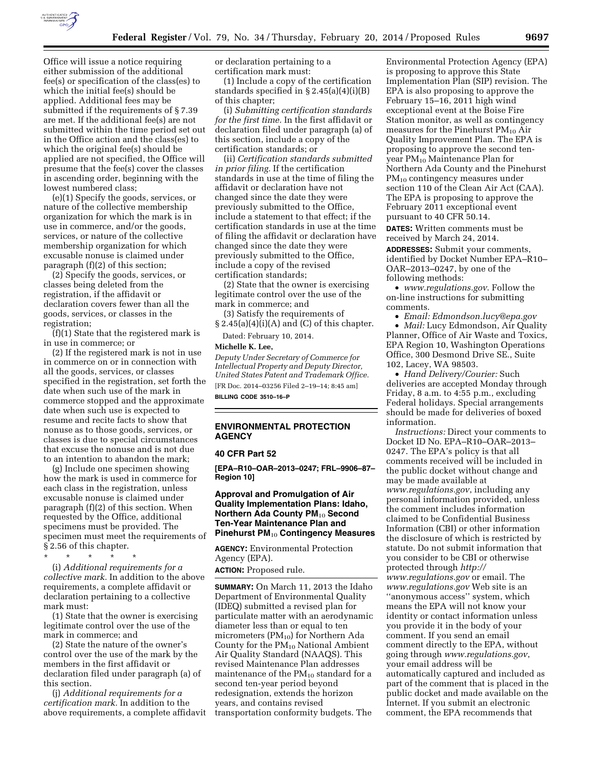Office will issue a notice requiring either submission of the additional fee(s) or specification of the class(es) to which the initial fee(s) should be applied. Additional fees may be submitted if the requirements of § 7.39 are met. If the additional fee(s) are not submitted within the time period set out in the Office action and the class(es) to which the original fee(s) should be applied are not specified, the Office will presume that the fee(s) cover the classes in ascending order, beginning with the lowest numbered class;

(e)(1) Specify the goods, services, or nature of the collective membership organization for which the mark is in use in commerce, and/or the goods, services, or nature of the collective membership organization for which excusable nonuse is claimed under paragraph (f)(2) of this section;

(2) Specify the goods, services, or classes being deleted from the registration, if the affidavit or declaration covers fewer than all the goods, services, or classes in the registration;

(f)(1) State that the registered mark is in use in commerce; or

(2) If the registered mark is not in use in commerce on or in connection with all the goods, services, or classes specified in the registration, set forth the date when such use of the mark in commerce stopped and the approximate date when such use is expected to resume and recite facts to show that nonuse as to those goods, services, or classes is due to special circumstances that excuse the nonuse and is not due to an intention to abandon the mark;

(g) Include one specimen showing how the mark is used in commerce for each class in the registration, unless excusable nonuse is claimed under paragraph (f)(2) of this section. When requested by the Office, additional specimens must be provided. The specimen must meet the requirements of § 2.56 of this chapter.

\* \* \* \* \*

(i) *Additional requirements for a collective mark.* In addition to the above requirements, a complete affidavit or declaration pertaining to a collective mark must:

(1) State that the owner is exercising legitimate control over the use of the mark in commerce; and

(2) State the nature of the owner's control over the use of the mark by the members in the first affidavit or declaration filed under paragraph (a) of this section.

(j) *Additional requirements for a certification mark.* In addition to the above requirements, a complete affidavit or declaration pertaining to a certification mark must:

(1) Include a copy of the certification standards specified in § 2.45(a)(4)(i)(B) of this chapter;

(i) *Submitting certification standards for the first time.* In the first affidavit or declaration filed under paragraph (a) of this section, include a copy of the certification standards; or

(ii) *Certification standards submitted in prior filing.* If the certification standards in use at the time of filing the affidavit or declaration have not changed since the date they were previously submitted to the Office, include a statement to that effect; if the certification standards in use at the time of filing the affidavit or declaration have changed since the date they were previously submitted to the Office, include a copy of the revised certification standards;

(2) State that the owner is exercising legitimate control over the use of the mark in commerce; and

(3) Satisfy the requirements of § 2.45(a)(4)(i)(A) and (C) of this chapter.

Dated: February 10, 2014.

**Michelle K. Lee,**

*Deputy Under Secretary of Commerce for Intellectual Property and Deputy Director, United States Patent and Trademark Office.*

[FR Doc. 2014–03256 Filed 2–19–14; 8:45 am]

**BILLING CODE 3510–16–P**

## ENVIRONMENTAL PROTECTION AGENCY

### 40 CFR Part 52

**[EPA–R10–OAR–2013–0247; FRL–9906–87–Region 10]**

### Approval and Promulgation of Air Quality Implementation Plans: Idaho, Northern Ada County $PM_{10}$ Second Ten-Year Maintenance Plan and Pinehurst $PM_{10}$ Contingency Measures

**AGENCY:** Environmental Protection Agency (EPA).

**ACTION:** Proposed rule.

**SUMMARY:** On March 11, 2013 the Idaho Department of Environmental Quality (IDEQ) submitted a revised plan for particulate matter with an aerodynamic diameter less than or equal to ten micrometers ($PM_{10}$) for Northern Ada County for the $PM_{10}$ National Ambient Air Quality Standard (NAAQS). This revised Maintenance Plan addresses maintenance of the $PM_{10}$ standard for a second ten-year period beyond redesignation, extends the horizon years, and contains revised transportation conformity budgets. The Environmental Protection Agency (EPA) is proposing to approve this State Implementation Plan (SIP) revision. The EPA is also proposing to approve the February 15–16, 2011 high wind exceptional event at the Boise Fire Station monitor, as well as contingency measures for the Pinehurst $PM_{10}$ Air Quality Improvement Plan. The EPA is proposing to approve the second ten-year $PM_{10}$ Maintenance Plan for Northern Ada County and the Pinehurst $PM_{10}$ contingency measures under section 110 of the Clean Air Act (CAA). The EPA is proposing to approve the February 2011 exceptional event pursuant to 40 CFR 50.14.

**DATES:** Written comments must be received by March 24, 2014.

**ADDRESSES:** Submit your comments, identified by Docket Number EPA–R10–OAR–2013–0247, by one of the following methods:

- *www.regulations.gov.* Follow the on-line instructions for submitting comments.
- *Email: Edmondson.lucy@epa.gov*
- *Mail:* Lucy Edmondson, Air Quality Planner, Office of Air Waste and Toxics, EPA Region 10, Washington Operations Office, 300 Desmond Drive SE., Suite 102, Lacey, WA 98503.
- *Hand Delivery/Courier:* Such deliveries are accepted Monday through Friday, 8 a.m. to 4:55 p.m., excluding Federal holidays. Special arrangements should be made for deliveries of boxed information.

*Instructions:* Direct your comments to Docket ID No. EPA–R10–OAR–2013–0247. The EPA's policy is that all comments received will be included in the public docket without change and may be made available at *www.regulations.gov*, including any personal information provided, unless the comment includes information claimed to be Confidential Business Information (CBI) or other information the disclosure of which is restricted by statute. Do not submit information that you consider to be CBI or otherwise protected through *http://www.regulations.gov* or email. The *www.regulations.gov* Web site is an ''anonymous access'' system, which means the EPA will not know your identity or contact information unless you provide it in the body of your comment. If you send an email comment directly to the EPA, without going through *www.regulations.gov*, your email address will be automatically captured and included as part of the comment that is placed in the public docket and made available on the Internet. If you submit an electronic comment, the EPA recommends that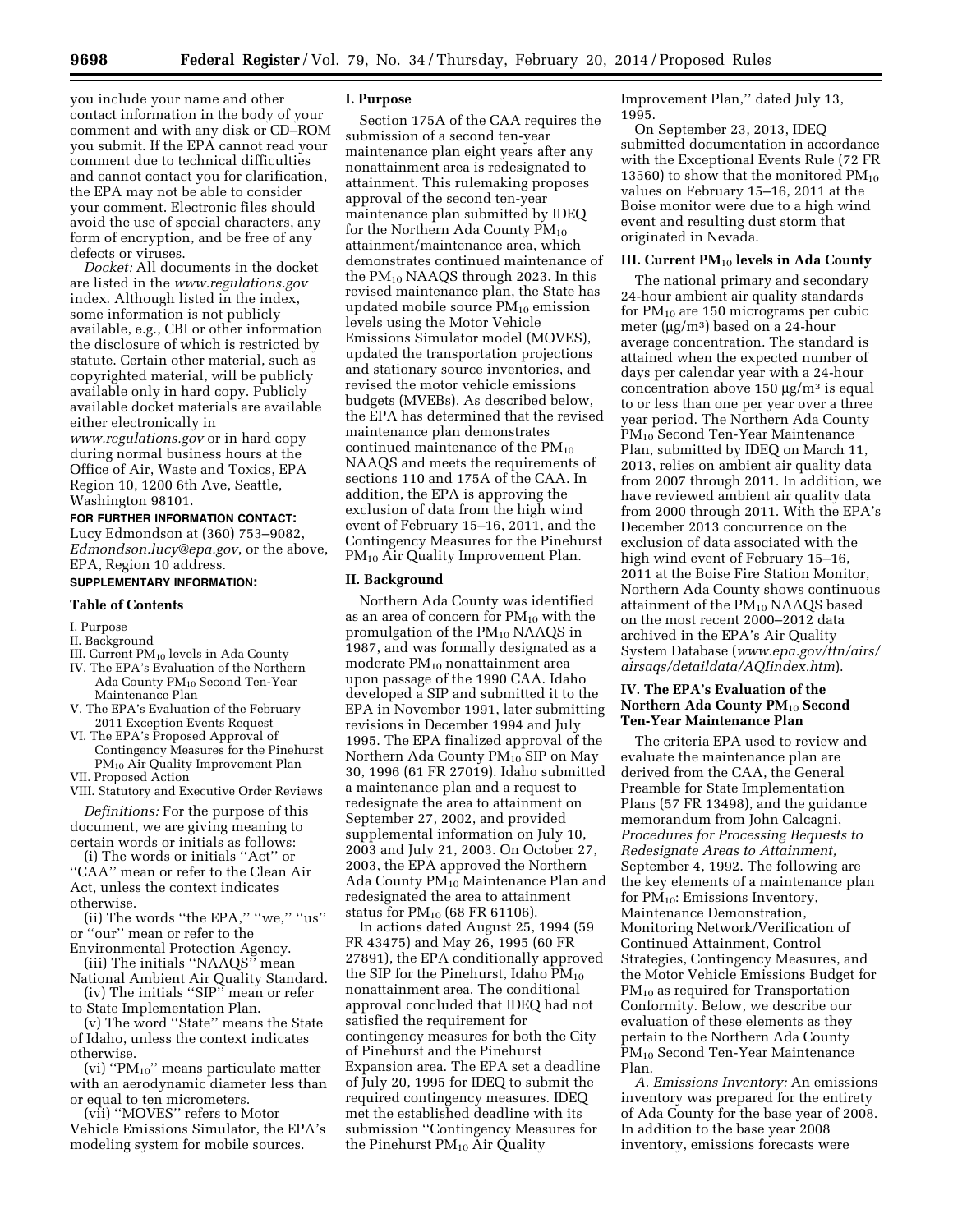you include your name and other contact information in the body of your comment and with any disk or CD–ROM you submit. If the EPA cannot read your comment due to technical difficulties and cannot contact you for clarification, the EPA may not be able to consider your comment. Electronic files should avoid the use of special characters, any form of encryption, and be free of any defects or viruses.

*Docket:* All documents in the docket are listed in the *www.regulations.gov* index. Although listed in the index, some information is not publicly available, e.g., CBI or other information the disclosure of which is restricted by statute. Certain other material, such as copyrighted material, will be publicly available only in hard copy. Publicly available docket materials are available either electronically in *www.regulations.gov* or in hard copy during normal business hours at the Office of Air, Waste and Toxics, EPA Region 10, 1200 6th Ave, Seattle, Washington 98101.

**FOR FURTHER INFORMATION CONTACT:** Lucy Edmondson at (360) 753–9082, *Edmondson.lucy@epa.gov*, or the above, EPA, Region 10 address.

**SUPPLEMENTARY INFORMATION:**

**Table of Contents**

I. Purpose
II. Background
III. Current $PM_{10}$ levels in Ada County
IV. The EPA's Evaluation of the Northern Ada County $PM_{10}$ Second Ten-Year Maintenance Plan
V. The EPA's Evaluation of the February 2011 Exception Events Request
VI. The EPA's Proposed Approval of Contingency Measures for the Pinehurst $PM_{10}$ Air Quality Improvement Plan
VII. Proposed Action
VIII. Statutory and Executive Order Reviews

*Definitions:* For the purpose of this document, we are giving meaning to certain words or initials as follows:

(i) The words or initials ''Act'' or ''CAA'' mean or refer to the Clean Air Act, unless the context indicates otherwise.

(ii) The words ''the EPA,'' ''we,'' ''us'' or ''our'' mean or refer to the Environmental Protection Agency.

(iii) The initials ''NAAQS'' mean National Ambient Air Quality Standard.

(iv) The initials ''SIP'' mean or refer to State Implementation Plan.

(v) The word ''State'' means the State of Idaho, unless the context indicates otherwise.

(vi) ''$PM_{10}$'' means particulate matter with an aerodynamic diameter less than or equal to ten micrometers.

(vii) ''MOVES'' refers to Motor Vehicle Emissions Simulator, the EPA's modeling system for mobile sources.

## I. Purpose

Section 175A of the CAA requires the submission of a second ten-year maintenance plan eight years after any nonattainment area is redesignated to attainment. This rulemaking proposes approval of the second ten-year maintenance plan submitted by IDEQ for the Northern Ada County $PM_{10}$ attainment/maintenance area, which demonstrates continued maintenance of the $PM_{10}$ NAAQS through 2023. In this revised maintenance plan, the State has updated mobile source $PM_{10}$ emission levels using the Motor Vehicle Emissions Simulator model (MOVES), updated the transportation projections and stationary source inventories, and revised the motor vehicle emissions budgets (MVEBs). As described below, the EPA has determined that the revised maintenance plan demonstrates continued maintenance of the $PM_{10}$ NAAQS and meets the requirements of sections 110 and 175A of the CAA. In addition, the EPA is approving the exclusion of data from the high wind event of February 15–16, 2011, and the Contingency Measures for the Pinehurst $PM_{10}$ Air Quality Improvement Plan.

## II. Background

Northern Ada County was identified as an area of concern for $PM_{10}$ with the promulgation of the $PM_{10}$ NAAQS in 1987, and was formally designated as a moderate $PM_{10}$ nonattainment area upon passage of the 1990 CAA. Idaho developed a SIP and submitted it to the EPA in November 1991, later submitting revisions in December 1994 and July 1995. The EPA finalized approval of the Northern Ada County $PM_{10}$ SIP on May 30, 1996 (61 FR 27019). Idaho submitted a maintenance plan and a request to redesignate the area to attainment on September 27, 2002, and provided supplemental information on July 10, 2003 and July 21, 2003. On October 27, 2003, the EPA approved the Northern Ada County $PM_{10}$ Maintenance Plan and redesignated the area to attainment status for $PM_{10}$ (68 FR 61106).

In actions dated August 25, 1994 (59 FR 43475) and May 26, 1995 (60 FR 27891), the EPA conditionally approved the SIP for the Pinehurst, Idaho $PM_{10}$ nonattainment area. The conditional approval concluded that IDEQ had not satisfied the requirement for contingency measures for both the City of Pinehurst and the Pinehurst Expansion area. The EPA set a deadline of July 20, 1995 for IDEQ to submit the required contingency measures. IDEQ met the established deadline with its submission ''Contingency Measures for the Pinehurst $PM_{10}$ Air Quality Improvement Plan,'' dated July 13, 1995.

On September 23, 2013, IDEQ submitted documentation in accordance with the Exceptional Events Rule (72 FR 13560) to show that the monitored $PM_{10}$ values on February 15–16, 2011 at the Boise monitor were due to a high wind event and resulting dust storm that originated in Nevada.

## III. Current $PM_{10}$ levels in Ada County

The national primary and secondary 24-hour ambient air quality standards for $PM_{10}$ are 150 micrograms per cubic meter ($\mu g/m^3$) based on a 24-hour average concentration. The standard is attained when the expected number of days per calendar year with a 24-hour concentration above 150 $\mu g/m^3$ is equal to or less than one per year over a three year period. The Northern Ada County $PM_{10}$ Second Ten-Year Maintenance Plan, submitted by IDEQ on March 11, 2013, relies on ambient air quality data from 2007 through 2011. In addition, we have reviewed ambient air quality data from 2000 through 2011. With the EPA's December 2013 concurrence on the exclusion of data associated with the high wind event of February 15–16, 2011 at the Boise Fire Station Monitor, Northern Ada County shows continuous attainment of the $PM_{10}$ NAAQS based on the most recent 2000–2012 data archived in the EPA's Air Quality System Database (*www.epa.gov/ttn/airs/airsaqs/detaildata/AQIindex.htm*).

## IV. The EPA's Evaluation of the Northern Ada County $PM_{10}$ Second Ten-Year Maintenance Plan

The criteria EPA used to review and evaluate the maintenance plan are derived from the CAA, the General Preamble for State Implementation Plans (57 FR 13498), and the guidance memorandum from John Calcagni, *Procedures for Processing Requests to Redesignate Areas to Attainment,* September 4, 1992. The following are the key elements of a maintenance plan for $PM_{10}$: Emissions Inventory, Maintenance Demonstration, Monitoring Network/Verification of Continued Attainment, Control Strategies, Contingency Measures, and the Motor Vehicle Emissions Budget for $PM_{10}$ as required for Transportation Conformity. Below, we describe our evaluation of these elements as they pertain to the Northern Ada County $PM_{10}$ Second Ten-Year Maintenance Plan.

*A. Emissions Inventory:* An emissions inventory was prepared for the entirety of Ada County for the base year of 2008. In addition to the base year 2008 inventory, emissions forecasts were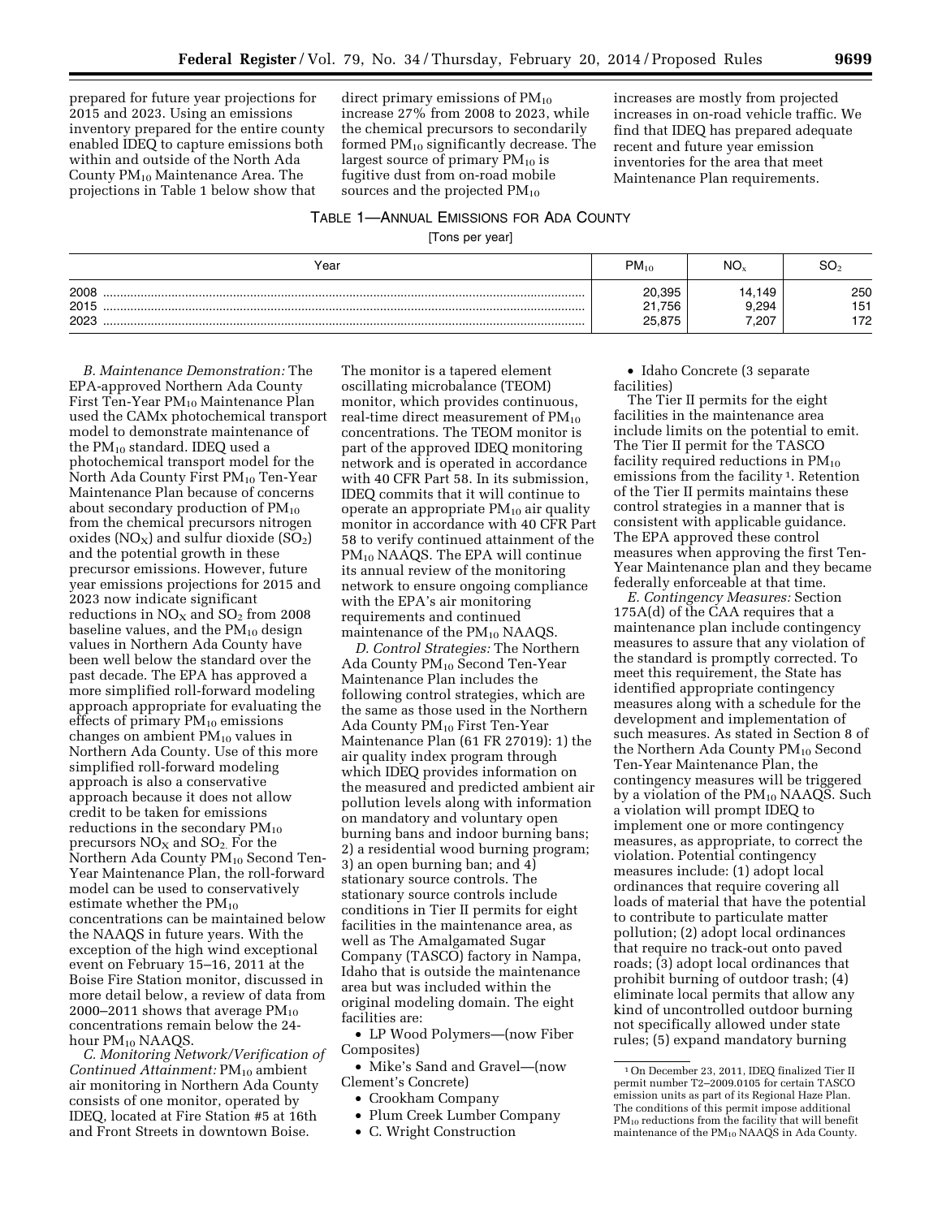prepared for future year projections for 2015 and 2023. Using an emissions inventory prepared for the entire county enabled IDEQ to capture emissions both within and outside of the North Ada County $PM_{10}$ Maintenance Area. The projections in Table 1 below show that direct primary emissions of $PM_{10}$ increase 27% from 2008 to 2023, while the chemical precursors to secondarily formed $PM_{10}$ significantly decrease. The largest source of primary $PM_{10}$ is fugitive dust from on-road mobile sources and the projected $PM_{10}$ increases are mostly from projected increases in on-road vehicle traffic. We find that IDEQ has prepared adequate recent and future year emission inventories for the area that meet Maintenance Plan requirements.

TABLE 1—ANNUAL EMISSIONS FOR ADA COUNTY

[Tons per year]

| Year | $PM_{10}$ | $NO_x$ | $SO_2$ |
|---|---|---|---|
| 2008 | 20,395 | 14,149 | 250 |
| 2015 | 21,756 | 9,294 | 151 |
| 2023 | 25,875 | 7,207 | 172 |

*B. Maintenance Demonstration:* The EPA-approved Northern Ada County First Ten-Year $PM_{10}$ Maintenance Plan used the CAMx photochemical transport model to demonstrate maintenance of the $PM_{10}$ standard. IDEQ used a photochemical transport model for the North Ada County First $PM_{10}$ Ten-Year Maintenance Plan because of concerns about secondary production of $PM_{10}$ from the chemical precursors nitrogen oxides ($NO_X$) and sulfur dioxide ($SO_2$) and the potential growth in these precursor emissions. However, future year emissions projections for 2015 and 2023 now indicate significant reductions in $NO_X$ and $SO_2$ from 2008 baseline values, and the $PM_{10}$ design values in Northern Ada County have been well below the standard over the past decade. The EPA has approved a more simplified roll-forward modeling approach appropriate for evaluating the effects of primary $PM_{10}$ emissions changes on ambient $PM_{10}$ values in Northern Ada County. Use of this more simplified roll-forward modeling approach is also a conservative approach because it does not allow credit to be taken for emissions reductions in the secondary $PM_{10}$ precursors $NO_X$ and $SO_2$. For the Northern Ada County $PM_{10}$ Second Ten-Year Maintenance Plan, the roll-forward model can be used to conservatively estimate whether the $PM_{10}$ concentrations can be maintained below the NAAQS in future years. With the exception of the high wind exceptional event on February 15–16, 2011 at the Boise Fire Station monitor, discussed in more detail below, a review of data from 2000–2011 shows that average $PM_{10}$ concentrations remain below the 24-hour $PM_{10}$ NAAQS.

*C. Monitoring Network/Verification of Continued Attainment:* $PM_{10}$ ambient air monitoring in Northern Ada County consists of one monitor, operated by IDEQ, located at Fire Station #5 at 16th and Front Streets in downtown Boise. The monitor is a tapered element oscillating microbalance (TEOM) monitor, which provides continuous, real-time direct measurement of $PM_{10}$ concentrations. The TEOM monitor is part of the approved IDEQ monitoring network and is operated in accordance with 40 CFR Part 58. In its submission, IDEQ commits that it will continue to operate an appropriate $PM_{10}$ air quality monitor in accordance with 40 CFR Part 58 to verify continued attainment of the $PM_{10}$ NAAQS. The EPA will continue its annual review of the monitoring network to ensure ongoing compliance with the EPA's air monitoring requirements and continued maintenance of the $PM_{10}$ NAAQS.

*D. Control Strategies:* The Northern Ada County $PM_{10}$ Second Ten-Year Maintenance Plan includes the following control strategies, which are the same as those used in the Northern Ada County $PM_{10}$ First Ten-Year Maintenance Plan (61 FR 27019): 1) the air quality index program through which IDEQ provides information on the measured and predicted ambient air pollution levels along with information on mandatory and voluntary open burning bans and indoor burning bans; 2) a residential wood burning program; 3) an open burning ban; and 4) stationary source controls. The stationary source controls include conditions in Tier II permits for eight facilities in the maintenance area, as well as The Amalgamated Sugar Company (TASCO) factory in Nampa, Idaho that is outside the maintenance area but was included within the original modeling domain. The eight facilities are:

- LP Wood Polymers—(now Fiber Composites)
- Mike's Sand and Gravel—(now Clement's Concrete)
- Crookham Company
- Plum Creek Lumber Company
- C. Wright Construction
- Idaho Concrete (3 separate facilities)

The Tier II permits for the eight facilities in the maintenance area include limits on the potential to emit. The Tier II permit for the TASCO facility required reductions in $PM_{10}$ emissions from the facility [1]. Retention of the Tier II permits maintains these control strategies in a manner that is consistent with applicable guidance. The EPA approved these control measures when approving the first Ten-Year Maintenance plan and they became federally enforceable at that time.

*E. Contingency Measures:* Section 175A(d) of the CAA requires that a maintenance plan include contingency measures to assure that any violation of the standard is promptly corrected. To meet this requirement, the State has identified appropriate contingency measures along with a schedule for the development and implementation of such measures. As stated in Section 8 of the Northern Ada County $PM_{10}$ Second Ten-Year Maintenance Plan, the contingency measures will be triggered by a violation of the $PM_{10}$ NAAQS. Such a violation will prompt IDEQ to implement one or more contingency measures, as appropriate, to correct the violation. Potential contingency measures include: (1) adopt local ordinances that require covering all loads of material that have the potential to contribute to particulate matter pollution; (2) adopt local ordinances that require no track-out onto paved roads; (3) adopt local ordinances that prohibit burning of outdoor trash; (4) eliminate local permits that allow any kind of uncontrolled outdoor burning not specifically allowed under state rules; (5) expand mandatory burning

[1] On December 23, 2011, IDEQ finalized Tier II permit number T2–2009.0105 for certain TASCO emission units as part of its Regional Haze Plan. The conditions of this permit impose additional $PM_{10}$ reductions from the facility that will benefit maintenance of the $PM_{10}$ NAAQS in Ada County.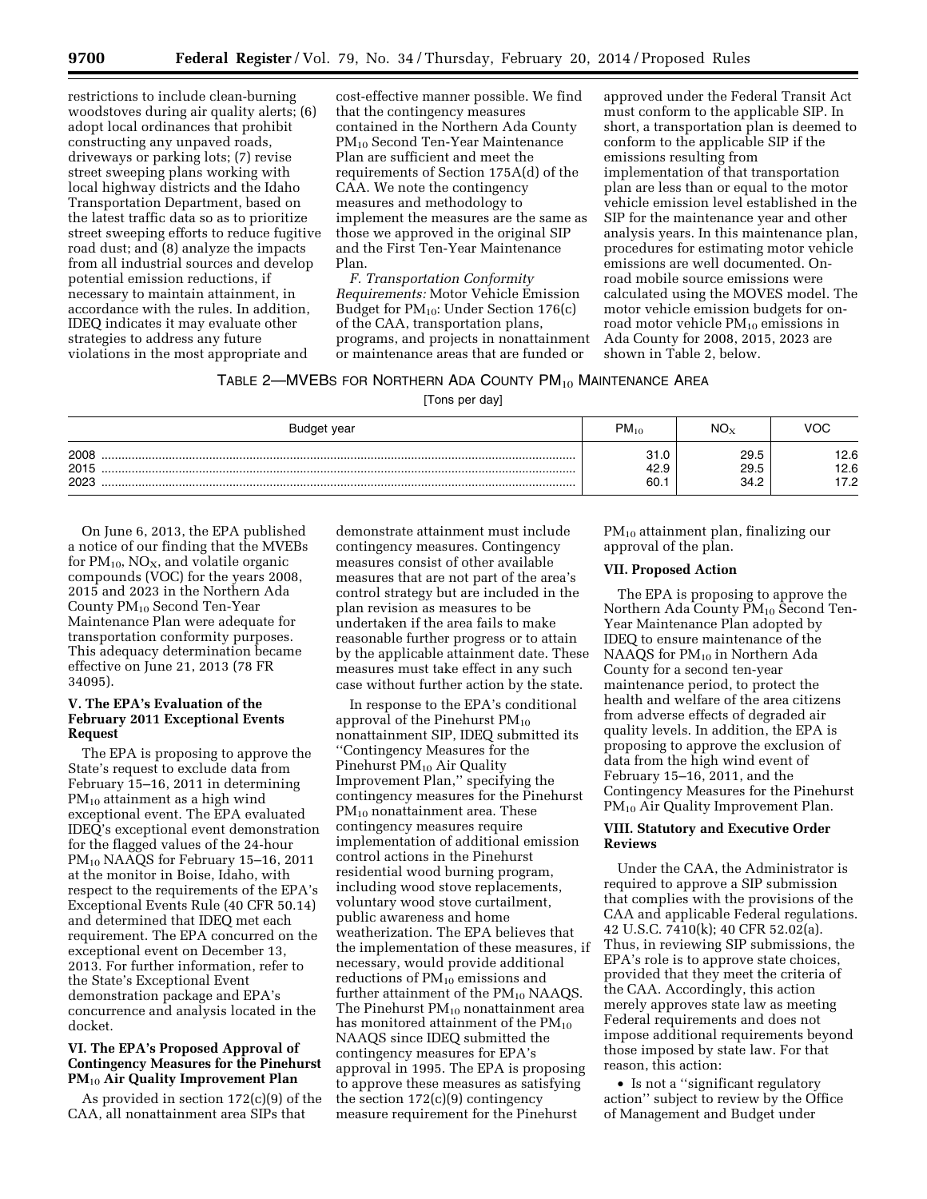restrictions to include clean-burning woodstoves during air quality alerts; (6) adopt local ordinances that prohibit constructing any unpaved roads, driveways or parking lots; (7) revise street sweeping plans working with local highway districts and the Idaho Transportation Department, based on the latest traffic data so as to prioritize street sweeping efforts to reduce fugitive road dust; and (8) analyze the impacts from all industrial sources and develop potential emission reductions, if necessary to maintain attainment, in accordance with the rules. In addition, IDEQ indicates it may evaluate other strategies to address any future violations in the most appropriate and cost-effective manner possible. We find that the contingency measures contained in the Northern Ada County $PM_{10}$ Second Ten-Year Maintenance Plan are sufficient and meet the requirements of Section 175A(d) of the CAA. We note the contingency measures and methodology to implement the measures are the same as those we approved in the original SIP and the First Ten-Year Maintenance Plan.

*F. Transportation Conformity Requirements:* Motor Vehicle Emission Budget for $PM_{10}$: Under Section 176(c) of the CAA, transportation plans, programs, and projects in nonattainment or maintenance areas that are funded or approved under the Federal Transit Act must conform to the applicable SIP. In short, a transportation plan is deemed to conform to the applicable SIP if the emissions resulting from implementation of that transportation plan are less than or equal to the motor vehicle emission level established in the SIP for the maintenance year and other analysis years. In this maintenance plan, procedures for estimating motor vehicle emissions are well documented. On-road mobile source emissions were calculated using the MOVES model. The motor vehicle emission budgets for on-road motor vehicle $PM_{10}$ emissions in Ada County for 2008, 2015, 2023 are shown in Table 2, below.

TABLE 2—MVEBS FOR NORTHERN ADA COUNTY $PM_{10}$ MAINTENANCE AREA

[Tons per day]

| Budget year | $PM_{10}$ | $NO_X$ | VOC |
|---|---|---|---|
| 2008 | 31.0 | 29.5 | 12.6 |
| 2015 | 42.9 | 29.5 | 12.6 |
| 2023 | 60.1 | 34.2 | 17.2 |

On June 6, 2013, the EPA published a notice of our finding that the MVEBs for $PM_{10}$, $NO_X$, and volatile organic compounds (VOC) for the years 2008, 2015 and 2023 in the Northern Ada County $PM_{10}$ Second Ten-Year Maintenance Plan were adequate for transportation conformity purposes. This adequacy determination became effective on June 21, 2013 (78 FR 34095).

## V. The EPA's Evaluation of the February 2011 Exceptional Events Request

The EPA is proposing to approve the State's request to exclude data from February 15–16, 2011 in determining $PM_{10}$ attainment as a high wind exceptional event. The EPA evaluated IDEQ's exceptional event demonstration for the flagged values of the 24-hour $PM_{10}$ NAAQS for February 15–16, 2011 at the monitor in Boise, Idaho, with respect to the requirements of the EPA's Exceptional Events Rule (40 CFR 50.14) and determined that IDEQ met each requirement. The EPA concurred on the exceptional event on December 13, 2013. For further information, refer to the State's Exceptional Event demonstration package and EPA's concurrence and analysis located in the docket.

## VI. The EPA's Proposed Approval of Contingency Measures for the Pinehurst $PM_{10}$ Air Quality Improvement Plan

As provided in section 172(c)(9) of the CAA, all nonattainment area SIPs that demonstrate attainment must include contingency measures. Contingency measures consist of other available measures that are not part of the area's control strategy but are included in the plan revision as measures to be undertaken if the area fails to make reasonable further progress or to attain by the applicable attainment date. These measures must take effect in any such case without further action by the state.

In response to the EPA's conditional approval of the Pinehurst $PM_{10}$ nonattainment SIP, IDEQ submitted its "Contingency Measures for the Pinehurst $PM_{10}$ Air Quality Improvement Plan," specifying the contingency measures for the Pinehurst $PM_{10}$ nonattainment area. These contingency measures require implementation of additional emission control actions in the Pinehurst residential wood burning program, including wood stove replacements, voluntary wood stove curtailment, public awareness and home weatherization. The EPA believes that the implementation of these measures, if necessary, would provide additional reductions of $PM_{10}$ emissions and further attainment of the $PM_{10}$ NAAQS. The Pinehurst $PM_{10}$ nonattainment area has monitored attainment of the $PM_{10}$ NAAQS since IDEQ submitted the contingency measures for EPA's approval in 1995. The EPA is proposing to approve these measures as satisfying the section 172(c)(9) contingency measure requirement for the Pinehurst $PM_{10}$ attainment plan, finalizing our approval of the plan.

## VII. Proposed Action

The EPA is proposing to approve the Northern Ada County $PM_{10}$ Second Ten-Year Maintenance Plan adopted by IDEQ to ensure maintenance of the NAAQS for $PM_{10}$ in Northern Ada County for a second ten-year maintenance period, to protect the health and welfare of the area citizens from adverse effects of degraded air quality levels. In addition, the EPA is proposing to approve the exclusion of data from the high wind event of February 15–16, 2011, and the Contingency Measures for the Pinehurst $PM_{10}$ Air Quality Improvement Plan.

## VIII. Statutory and Executive Order Reviews

Under the CAA, the Administrator is required to approve a SIP submission that complies with the provisions of the CAA and applicable Federal regulations. 42 U.S.C. 7410(k); 40 CFR 52.02(a). Thus, in reviewing SIP submissions, the EPA's role is to approve state choices, provided that they meet the criteria of the CAA. Accordingly, this action merely approves state law as meeting Federal requirements and does not impose additional requirements beyond those imposed by state law. For that reason, this action:

- Is not a "significant regulatory action" subject to review by the Office of Management and Budget under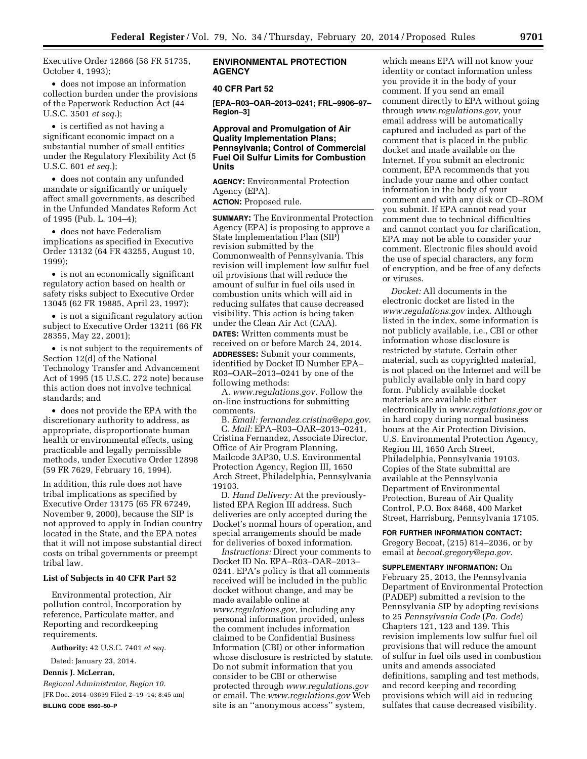Executive Order 12866 (58 FR 51735, October 4, 1993);

- does not impose an information collection burden under the provisions of the Paperwork Reduction Act (44 U.S.C. 3501 *et seq.*);
- is certified as not having a significant economic impact on a substantial number of small entities under the Regulatory Flexibility Act (5 U.S.C. 601 *et seq.*);
- does not contain any unfunded mandate or significantly or uniquely affect small governments, as described in the Unfunded Mandates Reform Act of 1995 (Pub. L. 104–4);
- does not have Federalism implications as specified in Executive Order 13132 (64 FR 43255, August 10, 1999);
- is not an economically significant regulatory action based on health or safety risks subject to Executive Order 13045 (62 FR 19885, April 23, 1997);
- is not a significant regulatory action subject to Executive Order 13211 (66 FR 28355, May 22, 2001);
- is not subject to the requirements of Section 12(d) of the National Technology Transfer and Advancement Act of 1995 (15 U.S.C. 272 note) because this action does not involve technical standards; and
- does not provide the EPA with the discretionary authority to address, as appropriate, disproportionate human health or environmental effects, using practicable and legally permissible methods, under Executive Order 12898 (59 FR 7629, February 16, 1994).

In addition, this rule does not have tribal implications as specified by Executive Order 13175 (65 FR 67249, November 9, 2000), because the SIP is not approved to apply in Indian country located in the State, and the EPA notes that it will not impose substantial direct costs on tribal governments or preempt tribal law.

### List of Subjects in 40 CFR Part 52

Environmental protection, Air pollution control, Incorporation by reference, Particulate matter, and Reporting and recordkeeping requirements.

**Authority:** 42 U.S.C. 7401 *et seq.*

Dated: January 23, 2014.

**Dennis J. McLerran,**

*Regional Administrator, Region 10.*

[FR Doc. 2014–03639 Filed 2–19–14; 8:45 am]

**BILLING CODE 6560–50–P**

## ENVIRONMENTAL PROTECTION AGENCY

## 40 CFR Part 52

**[EPA–R03–OAR–2013–0241; FRL–9906–97–Region–3]**

## Approval and Promulgation of Air Quality Implementation Plans; Pennsylvania; Control of Commercial Fuel Oil Sulfur Limits for Combustion Units

**AGENCY:** Environmental Protection Agency (EPA).

**ACTION:** Proposed rule.

**SUMMARY:** The Environmental Protection Agency (EPA) is proposing to approve a State Implementation Plan (SIP) revision submitted by the Commonwealth of Pennsylvania. This revision will implement low sulfur fuel oil provisions that will reduce the amount of sulfur in fuel oils used in combustion units which will aid in reducing sulfates that cause decreased visibility. This action is being taken under the Clean Air Act (CAA).

**DATES:** Written comments must be received on or before March 24, 2014.

**ADDRESSES:** Submit your comments, identified by Docket ID Number EPA–R03–OAR–2013–0241 by one of the following methods:

A. *www.regulations.gov.* Follow the on-line instructions for submitting comments.

B. *Email: fernandez.cristina@epa.gov.*

C. *Mail:* EPA–R03–OAR–2013–0241, Cristina Fernandez, Associate Director, Office of Air Program Planning, Mailcode 3AP30, U.S. Environmental Protection Agency, Region III, 1650 Arch Street, Philadelphia, Pennsylvania 19103.

D. *Hand Delivery:* At the previously-listed EPA Region III address. Such deliveries are only accepted during the Docket's normal hours of operation, and special arrangements should be made for deliveries of boxed information.

*Instructions:* Direct your comments to Docket ID No. EPA–R03–OAR–2013–0241. EPA's policy is that all comments received will be included in the public docket without change, and may be made available online at *www.regulations.gov,* including any personal information provided, unless the comment includes information claimed to be Confidential Business Information (CBI) or other information whose disclosure is restricted by statute. Do not submit information that you consider to be CBI or otherwise protected through *www.regulations.gov* or email. The *www.regulations.gov* Web site is an ''anonymous access'' system, which means EPA will not know your identity or contact information unless you provide it in the body of your comment. If you send an email comment directly to EPA without going through *www.regulations.gov,* your email address will be automatically captured and included as part of the comment that is placed in the public docket and made available on the Internet. If you submit an electronic comment, EPA recommends that you include your name and other contact information in the body of your comment and with any disk or CD–ROM you submit. If EPA cannot read your comment due to technical difficulties and cannot contact you for clarification, EPA may not be able to consider your comment. Electronic files should avoid the use of special characters, any form of encryption, and be free of any defects or viruses.

*Docket:* All documents in the electronic docket are listed in the *www.regulations.gov* index. Although listed in the index, some information is not publicly available, i.e., CBI or other information whose disclosure is restricted by statute. Certain other material, such as copyrighted material, is not placed on the Internet and will be publicly available only in hard copy form. Publicly available docket materials are available either electronically in *www.regulations.gov* or in hard copy during normal business hours at the Air Protection Division, U.S. Environmental Protection Agency, Region III, 1650 Arch Street, Philadelphia, Pennsylvania 19103. Copies of the State submittal are available at the Pennsylvania Department of Environmental Protection, Bureau of Air Quality Control, P.O. Box 8468, 400 Market Street, Harrisburg, Pennsylvania 17105.

**FOR FURTHER INFORMATION CONTACT:** Gregory Becoat, (215) 814–2036, or by email at *becoat.gregory@epa.gov.*

**SUPPLEMENTARY INFORMATION:** On February 25, 2013, the Pennsylvania Department of Environmental Protection (PADEP) submitted a revision to the Pennsylvania SIP by adopting revisions to 25 *Pennsylvania Code* (*Pa. Code*) Chapters 121, 123 and 139. This revision implements low sulfur fuel oil provisions that will reduce the amount of sulfur in fuel oils used in combustion units and amends associated definitions, sampling and test methods, and record keeping and recording provisions which will aid in reducing sulfates that cause decreased visibility.